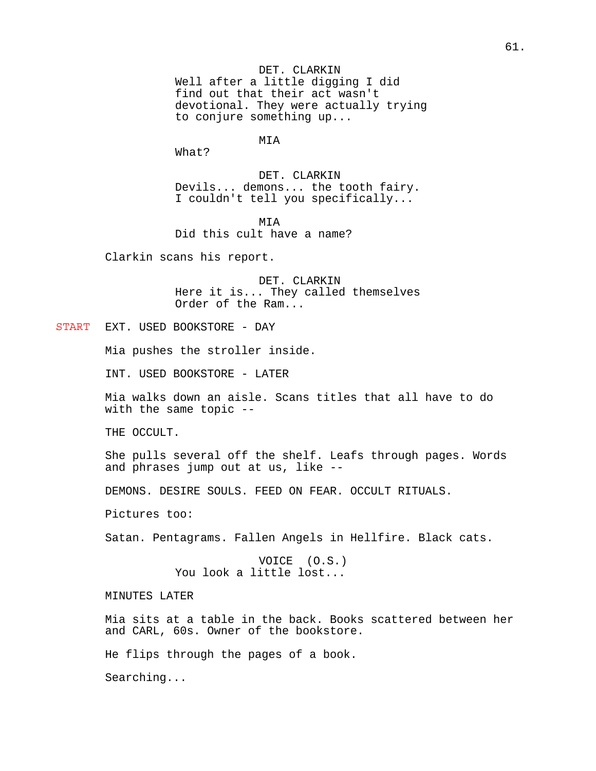DET. CLARKIN
Well after a little digging I did find out that their act wasn't devotional. They were actually trying to conjure something up...

MIA
What?

DET. CLARKIN
Devils... demons... the tooth fairy. I couldn't tell you specifically...

MIA
Did this cult have a name?

Clarkin scans his report.

DET. CLARKIN
Here it is... They called themselves Order of the Ram...

START EXT. USED BOOKSTORE - DAY

Mia pushes the stroller inside.

INT. USED BOOKSTORE - LATER

Mia walks down an aisle. Scans titles that all have to do with the same topic --

THE OCCULT.

She pulls several off the shelf. Leafs through pages. Words and phrases jump out at us, like --

DEMONS. DESIRE SOULS. FEED ON FEAR. OCCULT RITUALS.

Pictures too:

Satan. Pentagrams. Fallen Angels in Hellfire. Black cats.

VOICE (O.S.)
You look a little lost...

MINUTES LATER

Mia sits at a table in the back. Books scattered between her and CARL, 60s. Owner of the bookstore.

He flips through the pages of a book.

Searching...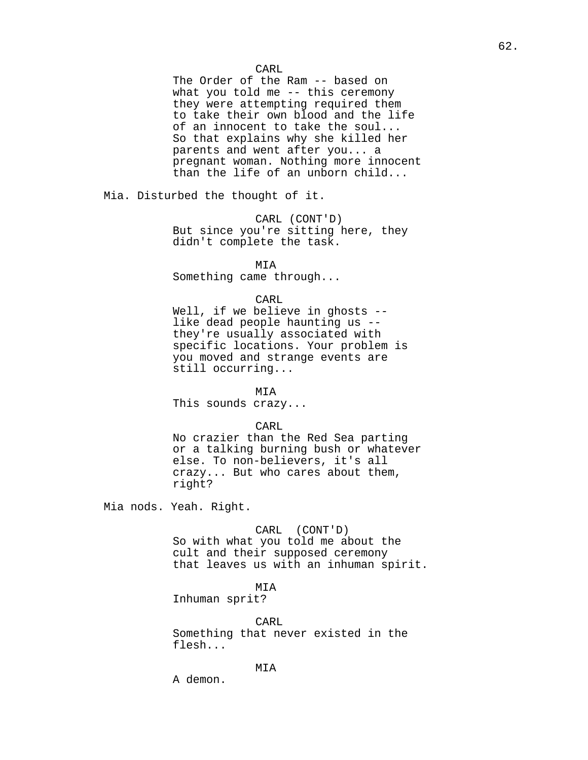CARL
The Order of the Ram -- based on what you told me -- this ceremony they were attempting required them to take their own blood and the life of an innocent to take the soul... So that explains why she killed her parents and went after you... a pregnant woman. Nothing more innocent than the life of an unborn child...

Mia. Disturbed the thought of it.

CARL (CONT'D)
But since you're sitting here, they didn't complete the task.

MIA
Something came through...

CARL
Well, if we believe in ghosts -- like dead people haunting us -- they're usually associated with specific locations. Your problem is you moved and strange events are still occurring...

MIA
This sounds crazy...

CARL
No crazier than the Red Sea parting or a talking burning bush or whatever else. To non-believers, it's all crazy... But who cares about them, right?

Mia nods. Yeah. Right.

CARL (CONT'D)
So with what you told me about the cult and their supposed ceremony that leaves us with an inhuman spirit.

MIA
Inhuman sprit?

CARL
Something that never existed in the flesh...

MIA
A demon.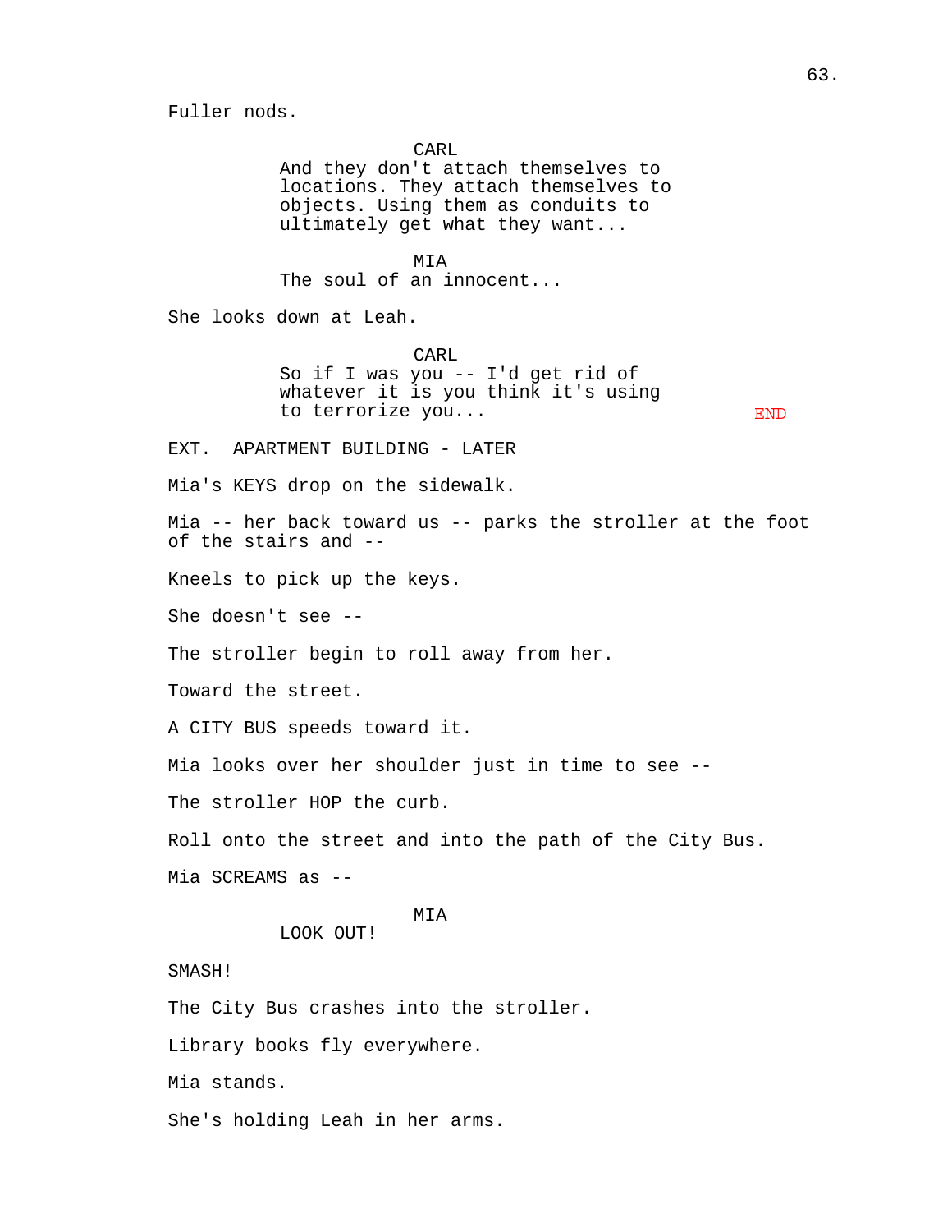Fuller nods.

CARL
And they don't attach themselves to locations. They attach themselves to objects. Using them as conduits to ultimately get what they want...

MIA
The soul of an innocent...

She looks down at Leah.

CARL
So if I was you -- I'd get rid of whatever it is you think it's using to terrorize you...

END

EXT. APARTMENT BUILDING - LATER

Mia's KEYS drop on the sidewalk.

Mia -- her back toward us -- parks the stroller at the foot of the stairs and --

Kneels to pick up the keys.

She doesn't see --

The stroller begin to roll away from her.

Toward the street.

A CITY BUS speeds toward it.

Mia looks over her shoulder just in time to see --

The stroller HOP the curb.

Roll onto the street and into the path of the City Bus.

Mia SCREAMS as --

MIA
LOOK OUT!

SMASH!

The City Bus crashes into the stroller.

Library books fly everywhere.

Mia stands.

She's holding Leah in her arms.